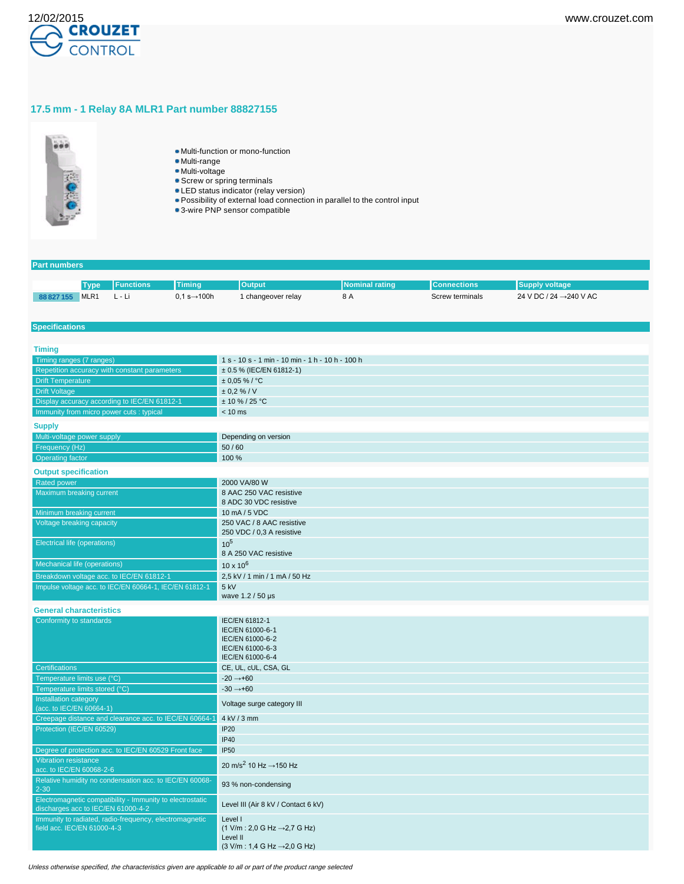# 17.5 mm - 1 Relay 8A MLR1 Part number 88827155

- Multi-function or mono-function
- Multi-range
- Multi-voltage
- Screw or spring terminals
- LED status indicator (relay version)
- Possibility of external load connection in parallel to the control input
- 3-wire PNP sensor compatible

## Part numbers

| | Type | Functions | Timing | Output | Nominal rating | Connections | Supply voltage |
|---|---|---|---|---|---|---|---|
| 88 827 155 | MLR1 | L - Li | 0,1 s→100h | 1 changeover relay | 8 A | Screw terminals | 24 V DC / 24 →240 V AC |

## Specifications

### Timing

| | |
|---|---|
| Timing ranges (7 ranges) | 1 s - 10 s - 1 min - 10 min - 1 h - 10 h - 100 h |
| Repetition accuracy with constant parameters | ± 0.5 % (IEC/EN 61812-1) |
| Drift Temperature | ± 0,05 % / °C |
| Drift Voltage | ± 0,2 % / V |
| Display accuracy according to IEC/EN 61812-1 | ± 10 % / 25 °C |
| Immunity from micro power cuts : typical | < 10 ms |

### Supply

| | |
|---|---|
| Multi-voltage power supply | Depending on version |
| Frequency (Hz) | 50 / 60 |
| Operating factor | 100 % |

### Output specification

| | |
|---|---|
| Rated power | 2000 VA/80 W |
| Maximum breaking current | 8 AAC 250 VAC resistive<br>8 ADC 30 VDC resistive |
| Minimum breaking current | 10 mA / 5 VDC |
| Voltage breaking capacity | 250 VAC / 8 AAC resistive<br>250 VDC / 0,3 A resistive |
| Electrical life (operations) | $10^5$<br>8 A 250 VAC resistive |
| Mechanical life (operations) | $10 \times 10^6$ |
| Breakdown voltage acc. to IEC/EN 61812-1 | 2,5 kV / 1 min / 1 mA / 50 Hz |
| Impulse voltage acc. to IEC/EN 60664-1, IEC/EN 61812-1 | 5 kV<br>wave 1.2 / 50 µs |

### General characteristics

| | |
|---|---|
| Conformity to standards | IEC/EN 61812-1<br>IEC/EN 61000-6-1<br>IEC/EN 61000-6-2<br>IEC/EN 61000-6-3<br>IEC/EN 61000-6-4 |
| Certifications | CE, UL, cUL, CSA, GL |
| Temperature limits use (°C) | -20 →+60 |
| Temperature limits stored (°C) | -30 →+60 |
| Installation category (acc. to IEC/EN 60664-1) | Voltage surge category III |
| Creepage distance and clearance acc. to IEC/EN 60664-1 | 4 kV / 3 mm |
| Protection (IEC/EN 60529) | IP20<br>IP40 |
| Degree of protection acc. to IEC/EN 60529 Front face | IP50 |
| Vibration resistance acc. to IEC/EN 60068-2-6 | 20 $m/s^2$ 10 Hz →150 Hz |
| Relative humidity no condensation acc. to IEC/EN 60068-2-30 | 93 % non-condensing |
| Electromagnetic compatibility - Immunity to electrostatic discharges acc to IEC/EN 61000-4-2 | Level III (Air 8 kV / Contact 6 kV) |
| Immunity to radiated, radio-frequency, electromagnetic field acc. IEC/EN 61000-4-3 | Level I<br>(1 V/m : 2,0 G Hz →2,7 G Hz)<br>Level II<br>(3 V/m : 1,4 G Hz →2,0 G Hz) |

*Unless otherwise specified, the characteristics given are applicable to all or part of the product range selected*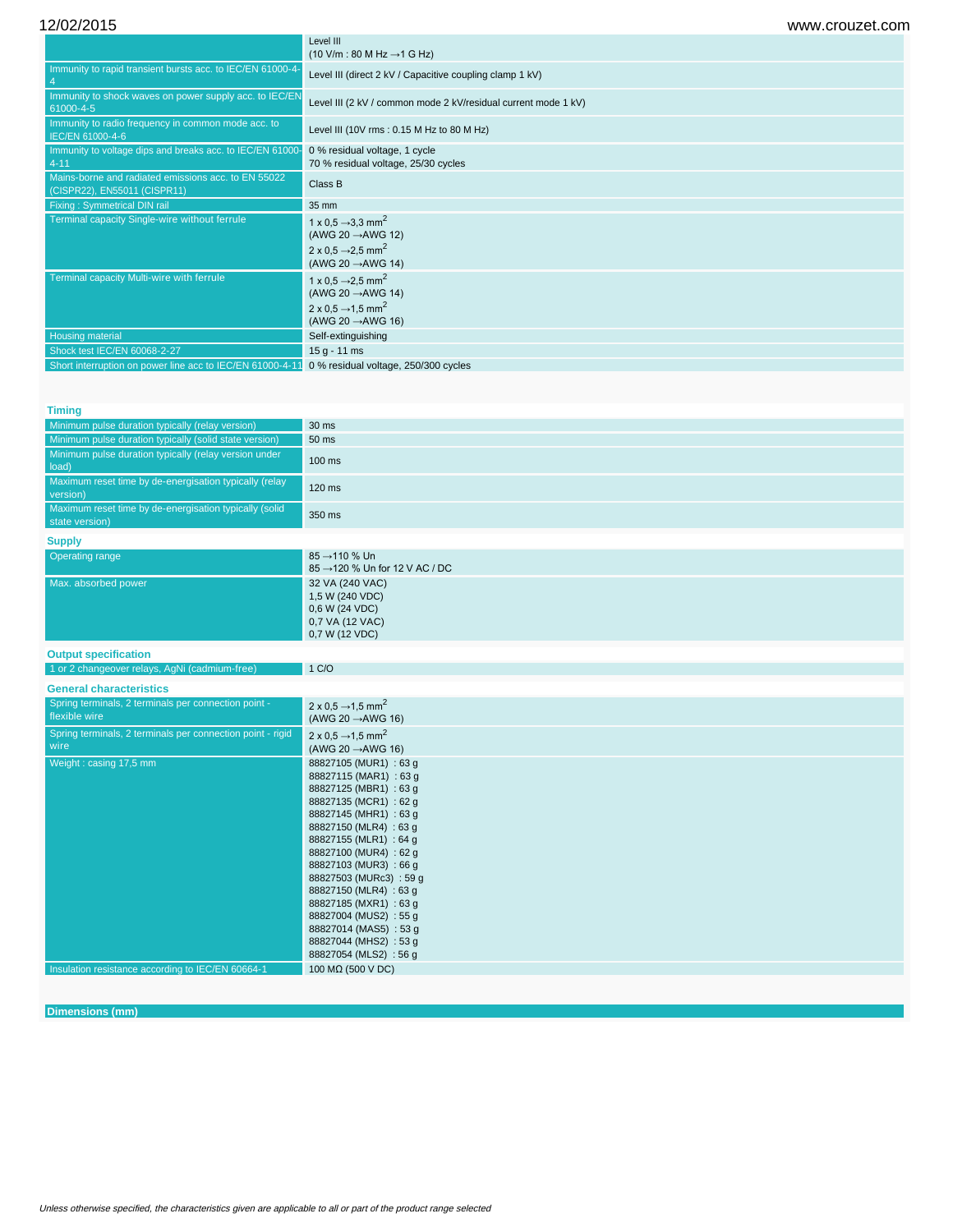| | |
|---|---|
| | Level III<br>(10 V/m : 80 M Hz →1 G Hz) |
| Immunity to rapid transient bursts acc. to IEC/EN 61000-4-4 | Level III (direct 2 kV / Capacitive coupling clamp 1 kV) |
| Immunity to shock waves on power supply acc. to IEC/EN 61000-4-5 | Level III (2 kV / common mode 2 kV/residual current mode 1 kV) |
| Immunity to radio frequency in common mode acc. to IEC/EN 61000-4-6 | Level III (10V rms : 0.15 M Hz to 80 M Hz) |
| Immunity to voltage dips and breaks acc. to IEC/EN 61000-4-11 | 0 % residual voltage, 1 cycle<br>70 % residual voltage, 25/30 cycles |
| Mains-borne and radiated emissions acc. to EN 55022 (CISPR22), EN55011 (CISPR11) | Class B |
| Fixing : Symmetrical DIN rail | 35 mm |
| Terminal capacity Single-wire without ferrule | 1 x 0,5 →3,3 mm$^2$<br>(AWG 20 →AWG 12)<br>2 x 0,5 →2,5 mm$^2$<br>(AWG 20 →AWG 14) |
| Terminal capacity Multi-wire with ferrule | 1 x 0,5 →2,5 mm$^2$<br>(AWG 20 →AWG 14)<br>2 x 0,5 →1,5 mm$^2$<br>(AWG 20 →AWG 16) |
| Housing material | Self-extinguishing |
| Shock test IEC/EN 60068-2-27 | 15 g - 11 ms |
| Short interruption on power line acc to IEC/EN 61000-4-11 | 0 % residual voltage, 250/300 cycles |

## Timing

| | |
|---|---|
| Minimum pulse duration typically (relay version) | 30 ms |
| Minimum pulse duration typically (solid state version) | 50 ms |
| Minimum pulse duration typically (relay version under load) | 100 ms |
| Maximum reset time by de-energisation typically (relay version) | 120 ms |
| Maximum reset time by de-energisation typically (solid state version) | 350 ms |

## Supply

| | |
|---|---|
| Operating range | 85 →110 % Un<br>85 →120 % Un for 12 V AC / DC |
| Max. absorbed power | 32 VA (240 VAC)<br>1,5 W (240 VDC)<br>0,6 W (24 VDC)<br>0,7 VA (12 VAC)<br>0,7 W (12 VDC) |

## Output specification

| | |
|---|---|
| 1 or 2 changeover relays, AgNi (cadmium-free) | 1 C/O |

## General characteristics

| | |
|---|---|
| Spring terminals, 2 terminals per connection point - flexible wire | 2 x 0,5 →1,5 mm$^2$<br>(AWG 20 →AWG 16) |
| Spring terminals, 2 terminals per connection point - rigid wire | 2 x 0,5 →1,5 mm$^2$<br>(AWG 20 →AWG 16) |
| Weight : casing 17,5 mm | 88827105 (MUR1) : 63 g<br>88827115 (MAR1) : 63 g<br>88827125 (MBR1) : 63 g<br>88827135 (MCR1) : 62 g<br>88827145 (MHR1) : 63 g<br>88827150 (MLR4) : 63 g<br>88827155 (MLR1) : 64 g<br>88827100 (MUR4) : 62 g<br>88827103 (MUR3) : 66 g<br>88827503 (MURc3) : 59 g<br>88827150 (MLR4) : 63 g<br>88827185 (MXR1) : 63 g<br>88827004 (MUS2) : 55 g<br>88827014 (MAS5) : 53 g<br>88827044 (MHS2) : 53 g<br>88827054 (MLS2) : 56 g |
| Insulation resistance according to IEC/EN 60664-1 | 100 MΩ (500 V DC) |

## Dimensions (mm)

*Unless otherwise specified, the characteristics given are applicable to all or part of the product range selected*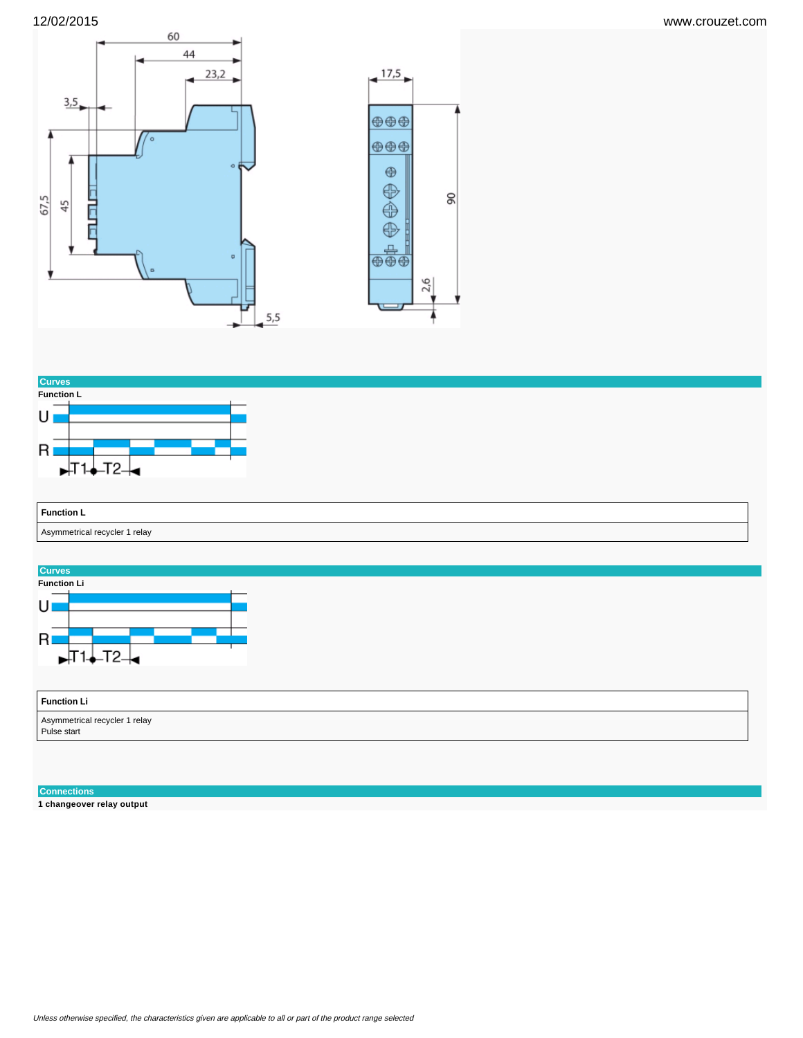## Curves

**Function L**

| Function L |
|---|
| Asymmetrical recycler 1 relay |

## Curves

**Function Li**

| Function Li |
|---|
| Asymmetrical recycler 1 relay<br>Pulse start |

## Connections

**1 changeover relay output**

*Unless otherwise specified, the characteristics given are applicable to all or part of the product range selected*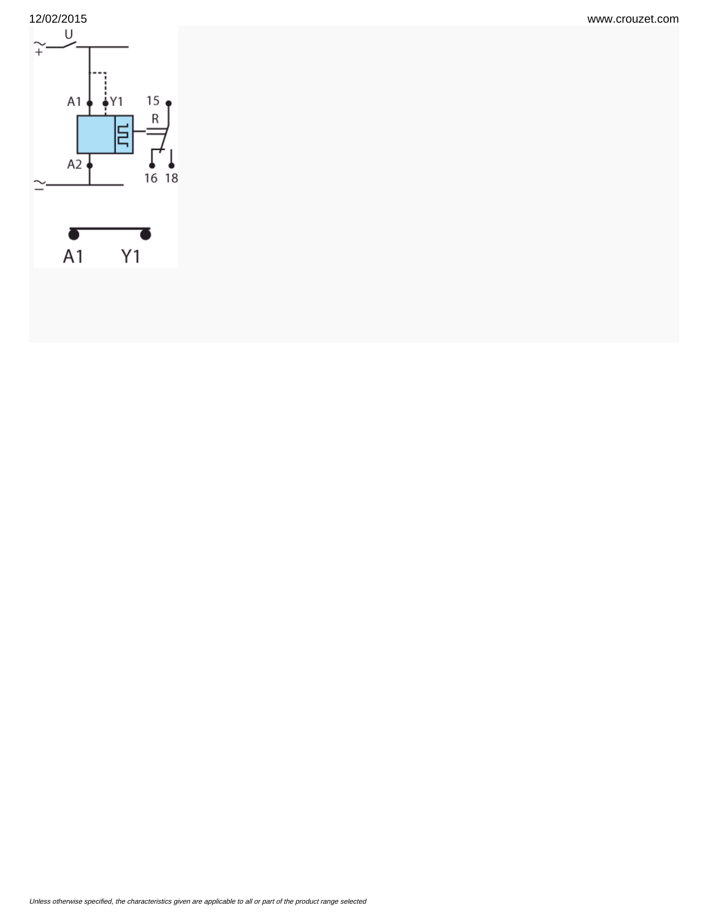U

A1 Y1 15

R

A2

16 18

A1 Y1